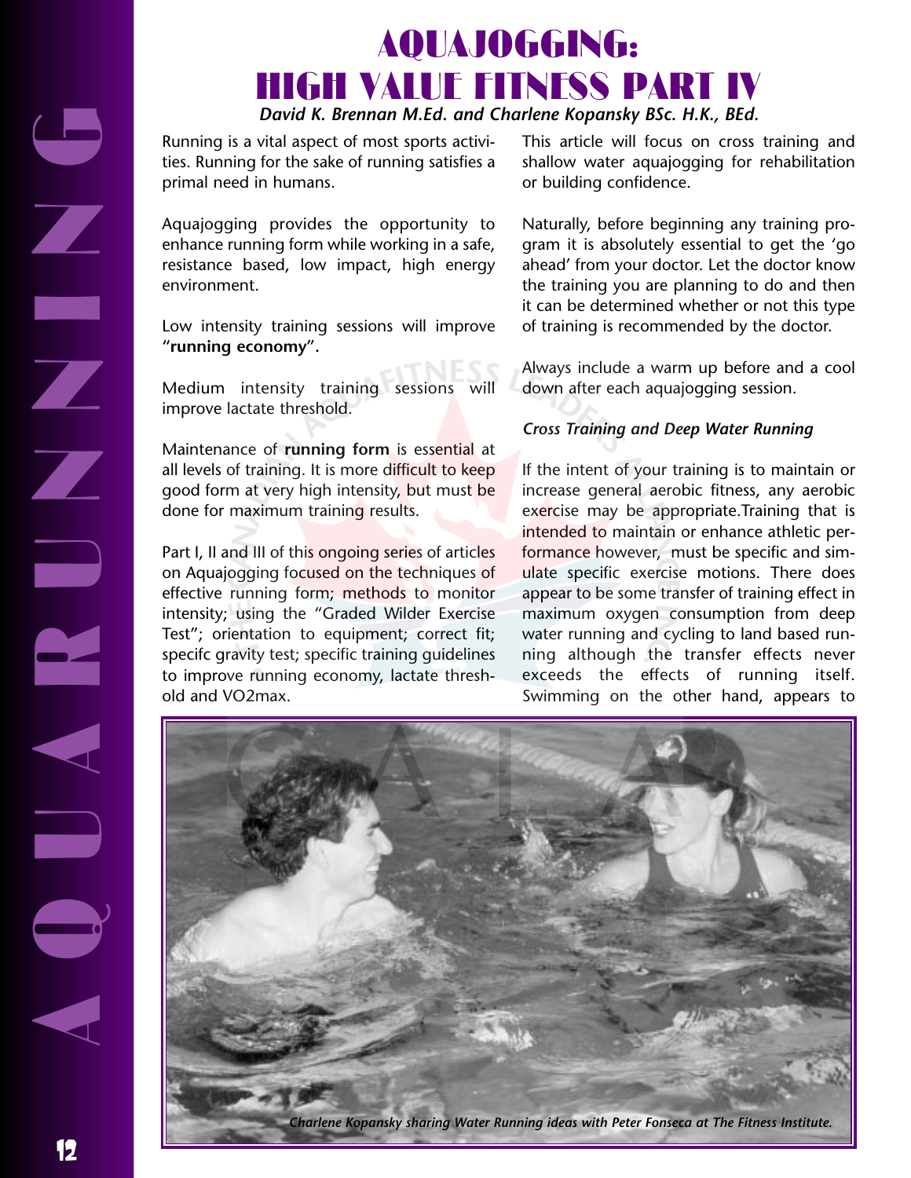# AQUAJOGGING: HIGH VALUE FITNESS PART IV

*David K. Brennan M.Ed. and Charlene Kopansky BSc. H.K., BEd.*

Running is a vital aspect of most sports activities. Running for the sake of running satisfies a primal need in humans.

Aquajogging provides the opportunity to enhance running form while working in a safe, resistance based, low impact, high energy environment.

Low intensity training sessions will improve "**running economy**".

Medium intensity training sessions will improve lactate threshold.

Maintenance of **running form** is essential at all levels of training. It is more difficult to keep good form at very high intensity, but must be done for maximum training results.

Part I, II and III of this ongoing series of articles on Aquajogging focused on the techniques of effective running form; methods to monitor intensity; using the "Graded Wilder Exercise Test"; orientation to equipment; correct fit; specifc gravity test; specific training guidelines to improve running economy, lactate threshold and VO2max.

This article will focus on cross training and shallow water aquajogging for rehabilitation or building confidence.

Naturally, before beginning any training program it is absolutely essential to get the 'go ahead' from your doctor. Let the doctor know the training you are planning to do and then it can be determined whether or not this type of training is recommended by the doctor.

Always include a warm up before and a cool down after each aquajogging session.

*Cross Training and Deep Water Running*

If the intent of your training is to maintain or increase general aerobic fitness, any aerobic exercise may be appropriate.Training that is intended to maintain or enhance athletic performance however, must be specific and simulate specific exercise motions. There does appear to be some transfer of training effect in maximum oxygen consumption from deep water running and cycling to land based running although the transfer effects never exceeds the effects of running itself. Swimming on the other hand, appears to

*Charlene Kopansky sharing Water Running ideas with Peter Fonseca at The Fitness Institute.*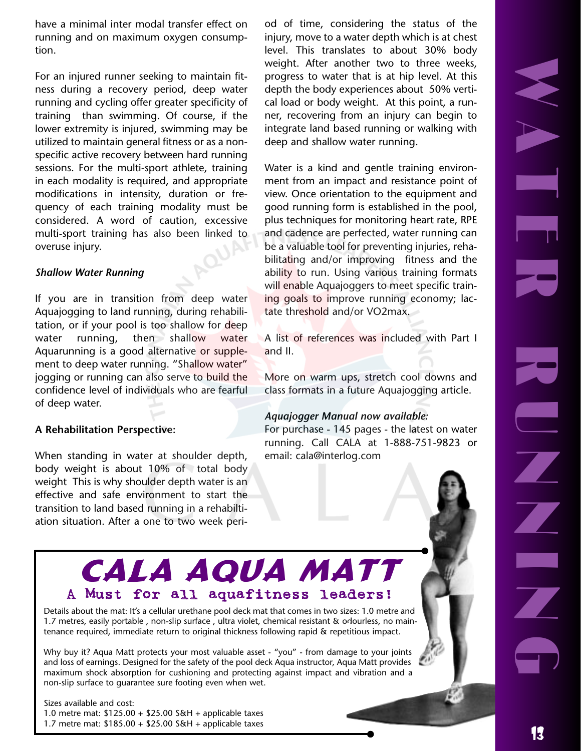have a minimal inter modal transfer effect on running and on maximum oxygen consumption.

For an injured runner seeking to maintain fitness during a recovery period, deep water running and cycling offer greater specificity of training than swimming. Of course, if the lower extremity is injured, swimming may be utilized to maintain general fitness or as a non-specific active recovery between hard running sessions. For the multi-sport athlete, training in each modality is required, and appropriate modifications in intensity, duration or frequency of each training modality must be considered. A word of caution, excessive multi-sport training has also been linked to overuse injury.

### *Shallow Water Running*

If you are in transition from deep water Aquajogging to land running, during rehabilitation, or if your pool is too shallow for deep water running, then shallow water Aquarunning is a good alternative or supplement to deep water running. "Shallow water" jogging or running can also serve to build the confidence level of individuals who are fearful of deep water.

### A Rehabilitation Perspective:

When standing in water at shoulder depth, body weight is about 10% of total body weight This is why shoulder depth water is an effective and safe environment to start the transition to land based running in a rehabiltiation situation. After a one to two week period of time, considering the status of the injury, move to a water depth which is at chest level. This translates to about 30% body weight. After another two to three weeks, progress to water that is at hip level. At this depth the body experiences about 50% vertical load or body weight. At this point, a runner, recovering from an injury can begin to integrate land based running or walking with deep and shallow water running.

Water is a kind and gentle training environment from an impact and resistance point of view. Once orientation to the equipment and good running form is established in the pool, plus techniques for monitoring heart rate, RPE and cadence are perfected, water running can be a valuable tool for preventing injuries, rehabilitating and/or improving fitness and the ability to run. Using various training formats will enable Aquajoggers to meet specific training goals to improve running economy; lactate threshold and/or VO2max.

A list of references was included with Part I and II.

More on warm ups, stretch cool downs and class formats in a future Aquajogging article.

***Aquajogger Manual now available:***
For purchase - 145 pages - the latest on water running. Call CALA at 1-888-751-9823 or email: cala@interlog.com

## *CALA AQUA MATT*

**A Must for all aquafitness leaders!**

Details about the mat: It's a cellular urethane pool deck mat that comes in two sizes: 1.0 metre and 1.7 metres, easily portable , non-slip surface , ultra violet, chemical resistant & odourless, no maintenance required, immediate return to original thickness following rapid & repetitious impact.

Why buy it? Aqua Matt protects your most valuable asset - "you" - from damage to your joints and loss of earnings. Designed for the safety of the pool deck Aqua instructor, Aqua Matt provides maximum shock absorption for cushioning and protecting against impact and vibration and a non-slip surface to guarantee sure footing even when wet.

Sizes available and cost:
1.0 metre mat: $125.00 + $25.00 S&H + applicable taxes
1.7 metre mat: $185.00 + $25.00 S&H + applicable taxes